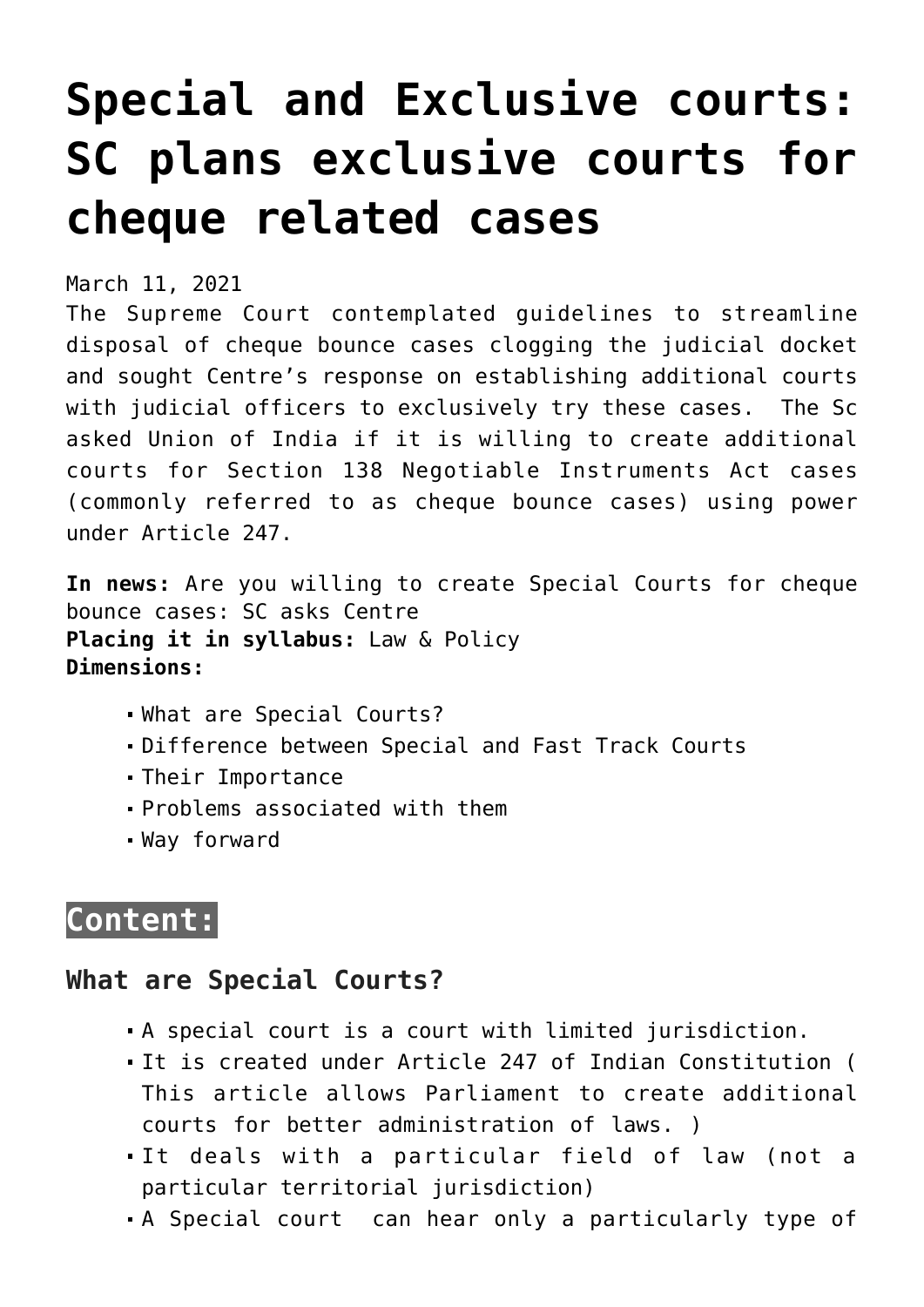# Special and Exclusive courts: SC plans exclusive courts for cheque related cases

March 11, 2021

The Supreme Court contemplated guidelines to streamline disposal of cheque bounce cases clogging the judicial docket and sought Centre's response on establishing additional courts with judicial officers to exclusively try these cases. The Sc asked Union of India if it is willing to create additional courts for Section 138 Negotiable Instruments Act cases (commonly referred to as cheque bounce cases) using power under Article 247.

**In news:** Are you willing to create Special Courts for cheque bounce cases: SC asks Centre
**Placing it in syllabus:** Law & Policy
**Dimensions:**

- What are Special Courts?
- Difference between Special and Fast Track Courts
- Their Importance
- Problems associated with them
- Way forward

## Content:

### What are Special Courts?

- A special court is a court with limited jurisdiction.
- It is created under Article 247 of Indian Constitution ( This article allows Parliament to create additional courts for better administration of laws. )
- It deals with a particular field of law (not a particular territorial jurisdiction)
- A Special court can hear only a particularly type of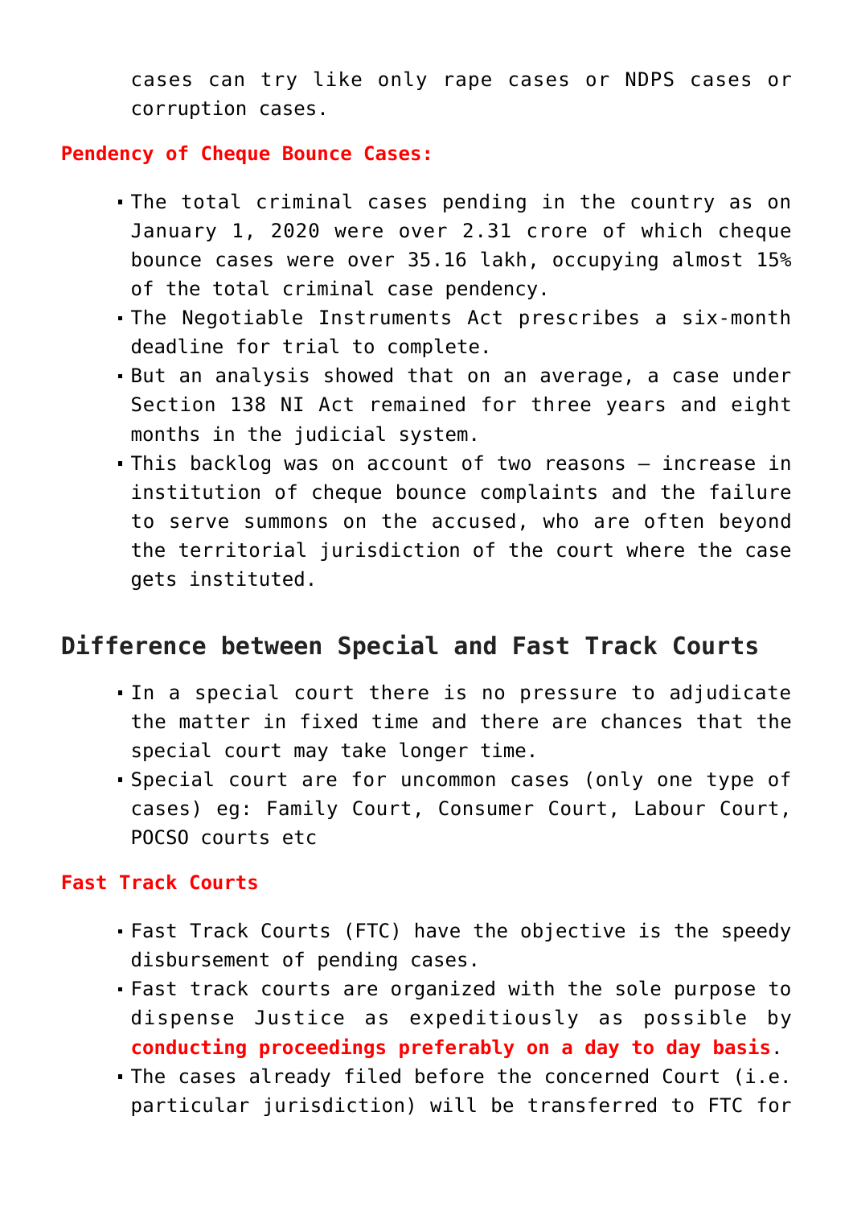cases can try like only rape cases or NDPS cases or corruption cases.

**Pendency of Cheque Bounce Cases:**

- The total criminal cases pending in the country as on January 1, 2020 were over 2.31 crore of which cheque bounce cases were over 35.16 lakh, occupying almost 15% of the total criminal case pendency.
- The Negotiable Instruments Act prescribes a six-month deadline for trial to complete.
- But an analysis showed that on an average, a case under Section 138 NI Act remained for three years and eight months in the judicial system.
- This backlog was on account of two reasons – increase in institution of cheque bounce complaints and the failure to serve summons on the accused, who are often beyond the territorial jurisdiction of the court where the case gets instituted.

## Difference between Special and Fast Track Courts

- In a special court there is no pressure to adjudicate the matter in fixed time and there are chances that the special court may take longer time.
- Special court are for uncommon cases (only one type of cases) eg: Family Court, Consumer Court, Labour Court, POCSO courts etc

**Fast Track Courts**

- Fast Track Courts (FTC) have the objective is the speedy disbursement of pending cases.
- Fast track courts are organized with the sole purpose to dispense Justice as expeditiously as possible by **conducting proceedings preferably on a day to day basis**.
- The cases already filed before the concerned Court (i.e. particular jurisdiction) will be transferred to FTC for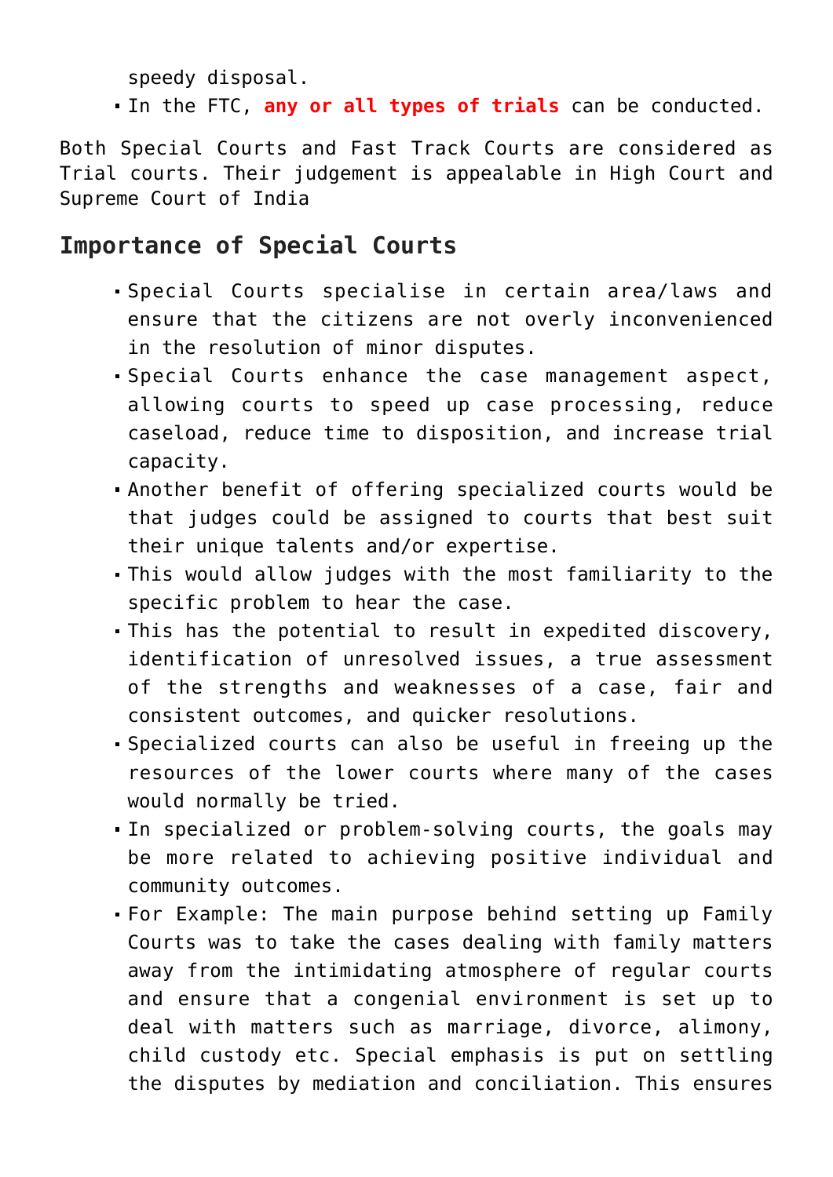speedy disposal.

- In the FTC, **any or all types of trials** can be conducted.

Both Special Courts and Fast Track Courts are considered as Trial courts. Their judgement is appealable in High Court and Supreme Court of India

## Importance of Special Courts

- Special Courts specialise in certain area/laws and ensure that the citizens are not overly inconvenienced in the resolution of minor disputes.
- Special Courts enhance the case management aspect, allowing courts to speed up case processing, reduce caseload, reduce time to disposition, and increase trial capacity.
- Another benefit of offering specialized courts would be that judges could be assigned to courts that best suit their unique talents and/or expertise.
- This would allow judges with the most familiarity to the specific problem to hear the case.
- This has the potential to result in expedited discovery, identification of unresolved issues, a true assessment of the strengths and weaknesses of a case, fair and consistent outcomes, and quicker resolutions.
- Specialized courts can also be useful in freeing up the resources of the lower courts where many of the cases would normally be tried.
- In specialized or problem-solving courts, the goals may be more related to achieving positive individual and community outcomes.
- For Example: The main purpose behind setting up Family Courts was to take the cases dealing with family matters away from the intimidating atmosphere of regular courts and ensure that a congenial environment is set up to deal with matters such as marriage, divorce, alimony, child custody etc. Special emphasis is put on settling the disputes by mediation and conciliation. This ensures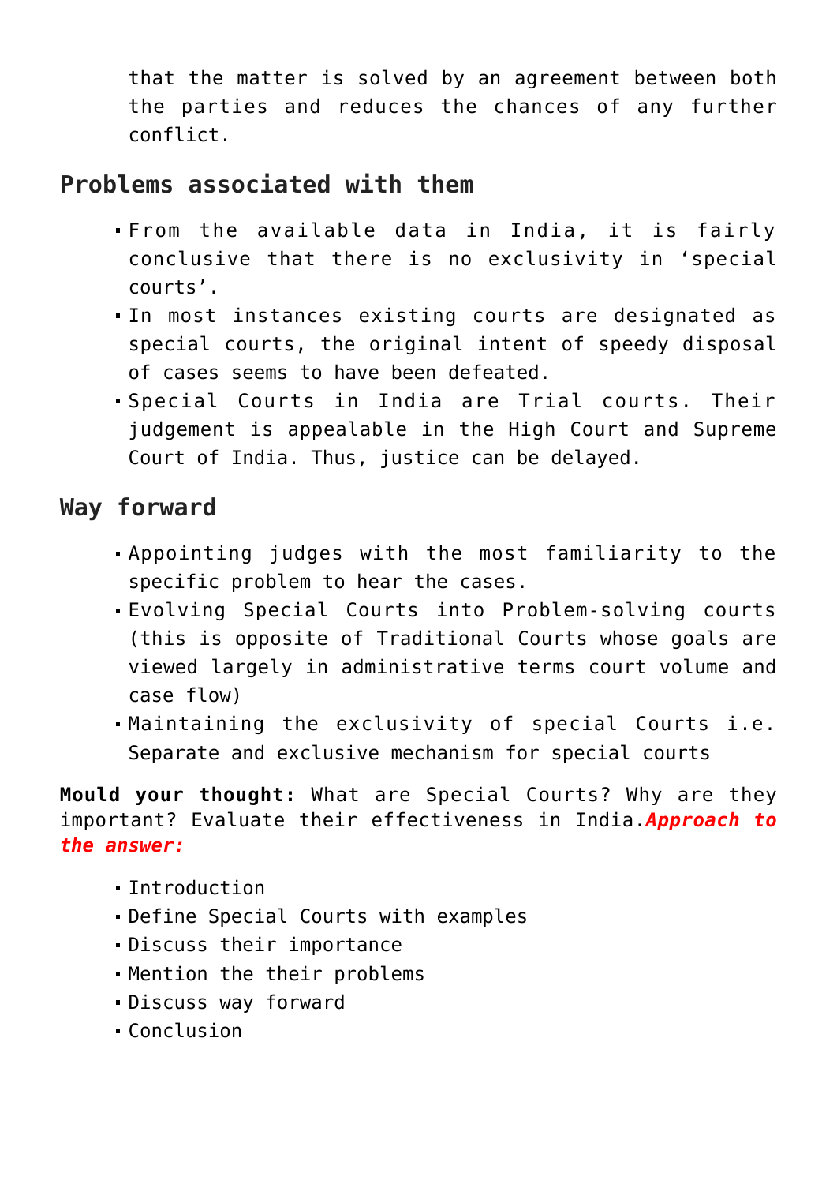that the matter is solved by an agreement between both the parties and reduces the chances of any further conflict.

## Problems associated with them

- From the available data in India, it is fairly conclusive that there is no exclusivity in 'special courts'.
- In most instances existing courts are designated as special courts, the original intent of speedy disposal of cases seems to have been defeated.
- Special Courts in India are Trial courts. Their judgement is appealable in the High Court and Supreme Court of India. Thus, justice can be delayed.

## Way forward

- Appointing judges with the most familiarity to the specific problem to hear the cases.
- Evolving Special Courts into Problem-solving courts (this is opposite of Traditional Courts whose goals are viewed largely in administrative terms court volume and case flow)
- Maintaining the exclusivity of special Courts i.e. Separate and exclusive mechanism for special courts

**Mould your thought:** What are Special Courts? Why are they important? Evaluate their effectiveness in India.***Approach to the answer:***

- Introduction
- Define Special Courts with examples
- Discuss their importance
- Mention the their problems
- Discuss way forward
- Conclusion